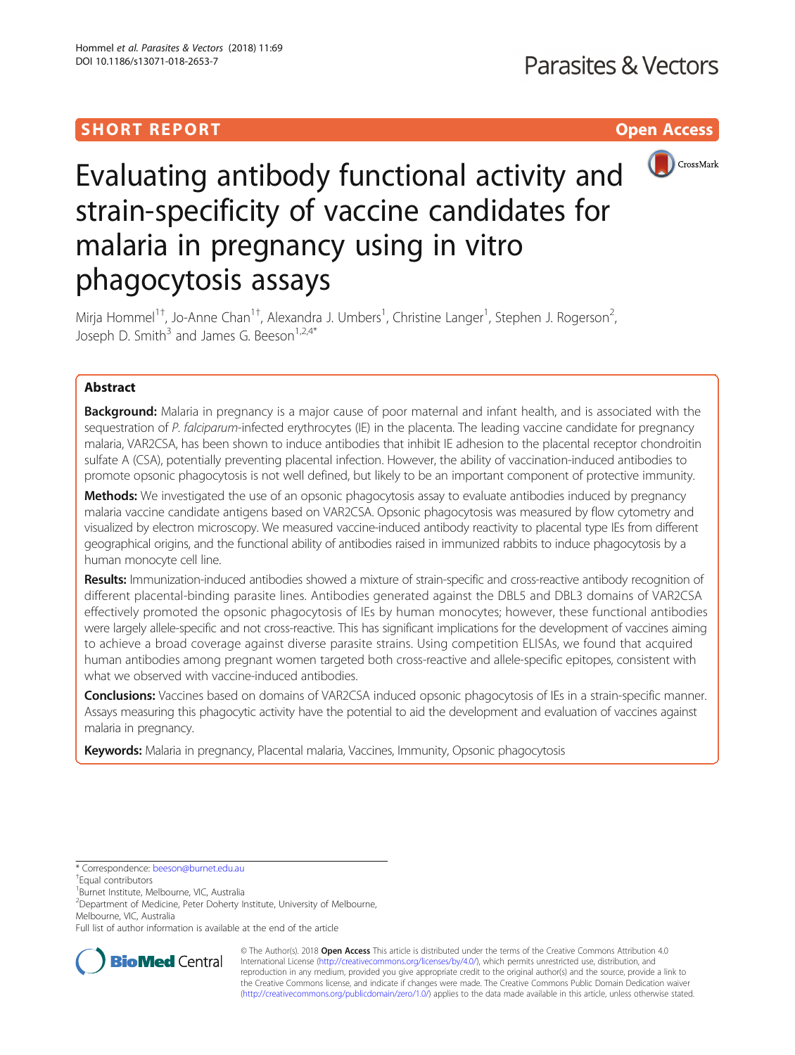SHORT REPORT

Open Access

# Evaluating antibody functional activity and strain-specificity of vaccine candidates for malaria in pregnancy using in vitro phagocytosis assays

Mirja Hommel[1†], Jo-Anne Chan[1†], Alexandra J. Umbers[1], Christine Langer[1], Stephen J. Rogerson[2], Joseph D. Smith[3] and James G. Beeson[1,2,4*]

## Abstract

**Background:** Malaria in pregnancy is a major cause of poor maternal and infant health, and is associated with the sequestration of *P. falciparum*-infected erythrocytes (IE) in the placenta. The leading vaccine candidate for pregnancy malaria, VAR2CSA, has been shown to induce antibodies that inhibit IE adhesion to the placental receptor chondroitin sulfate A (CSA), potentially preventing placental infection. However, the ability of vaccination-induced antibodies to promote opsonic phagocytosis is not well defined, but likely to be an important component of protective immunity.

**Methods:** We investigated the use of an opsonic phagocytosis assay to evaluate antibodies induced by pregnancy malaria vaccine candidate antigens based on VAR2CSA. Opsonic phagocytosis was measured by flow cytometry and visualized by electron microscopy. We measured vaccine-induced antibody reactivity to placental type IEs from different geographical origins, and the functional ability of antibodies raised in immunized rabbits to induce phagocytosis by a human monocyte cell line.

**Results:** Immunization-induced antibodies showed a mixture of strain-specific and cross-reactive antibody recognition of different placental-binding parasite lines. Antibodies generated against the DBL5 and DBL3 domains of VAR2CSA effectively promoted the opsonic phagocytosis of IEs by human monocytes; however, these functional antibodies were largely allele-specific and not cross-reactive. This has significant implications for the development of vaccines aiming to achieve a broad coverage against diverse parasite strains. Using competition ELISAs, we found that acquired human antibodies among pregnant women targeted both cross-reactive and allele-specific epitopes, consistent with what we observed with vaccine-induced antibodies.

**Conclusions:** Vaccines based on domains of VAR2CSA induced opsonic phagocytosis of IEs in a strain-specific manner. Assays measuring this phagocytic activity have the potential to aid the development and evaluation of vaccines against malaria in pregnancy.

**Keywords:** Malaria in pregnancy, Placental malaria, Vaccines, Immunity, Opsonic phagocytosis

\* Correspondence: beeson@burnet.edu.au
†Equal contributors
[1]Burnet Institute, Melbourne, VIC, Australia
[2]Department of Medicine, Peter Doherty Institute, University of Melbourne, Melbourne, VIC, Australia
Full list of author information is available at the end of the article

© The Author(s). 2018 **Open Access** This article is distributed under the terms of the Creative Commons Attribution 4.0 International License (http://creativecommons.org/licenses/by/4.0/), which permits unrestricted use, distribution, and reproduction in any medium, provided you give appropriate credit to the original author(s) and the source, provide a link to the Creative Commons license, and indicate if changes were made. The Creative Commons Public Domain Dedication waiver (http://creativecommons.org/publicdomain/zero/1.0/) applies to the data made available in this article, unless otherwise stated.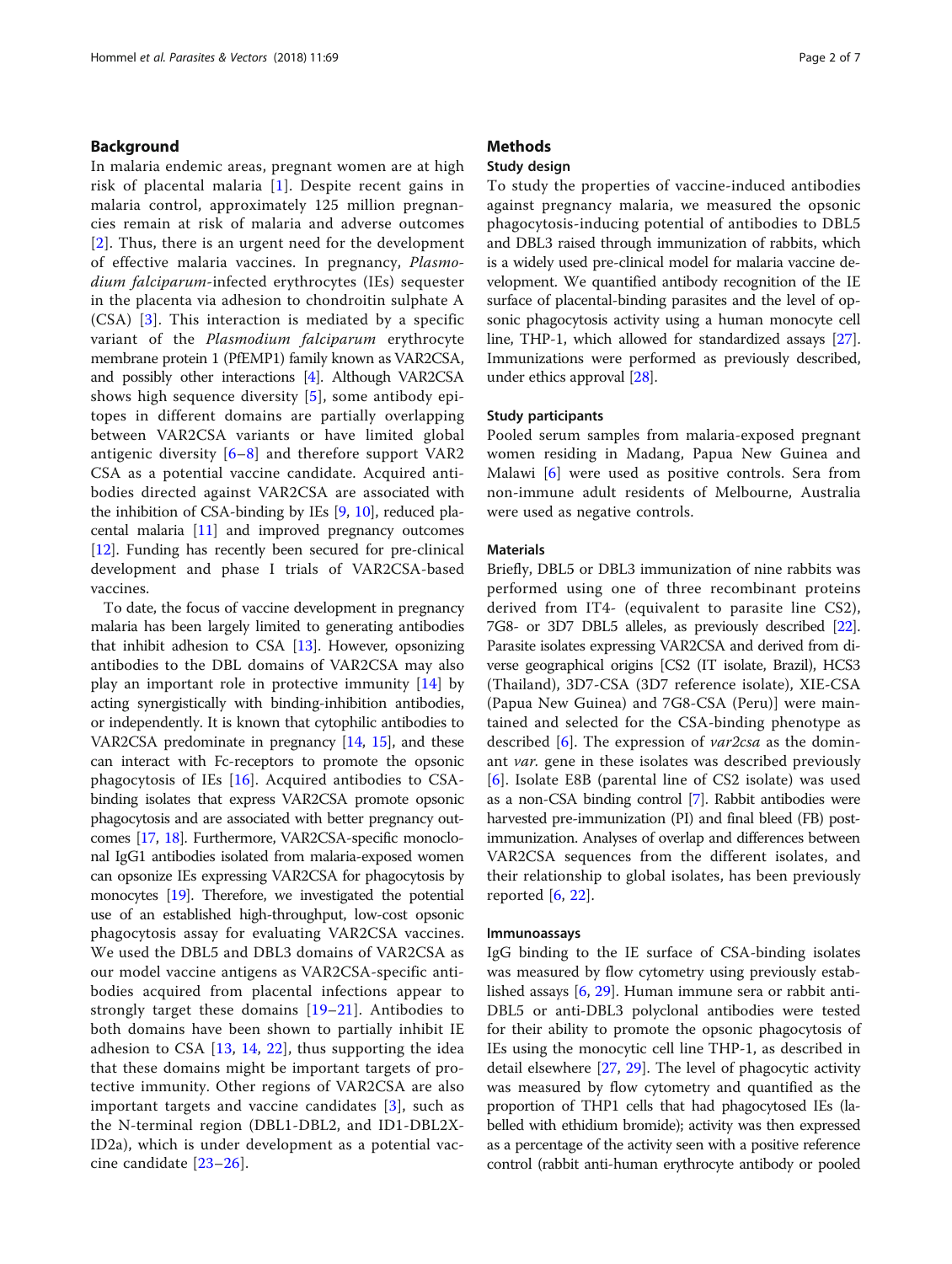## Background

In malaria endemic areas, pregnant women are at high risk of placental malaria [1]. Despite recent gains in malaria control, approximately 125 million pregnancies remain at risk of malaria and adverse outcomes [2]. Thus, there is an urgent need for the development of effective malaria vaccines. In pregnancy, *Plasmodium falciparum*-infected erythrocytes (IEs) sequester in the placenta via adhesion to chondroitin sulphate A (CSA) [3]. This interaction is mediated by a specific variant of the *Plasmodium falciparum* erythrocyte membrane protein 1 (PfEMP1) family known as VAR2CSA, and possibly other interactions [4]. Although VAR2CSA shows high sequence diversity [5], some antibody epitopes in different domains are partially overlapping between VAR2CSA variants or have limited global antigenic diversity [6–8] and therefore support VAR2 CSA as a potential vaccine candidate. Acquired antibodies directed against VAR2CSA are associated with the inhibition of CSA-binding by IEs [9, 10], reduced placental malaria [11] and improved pregnancy outcomes [12]. Funding has recently been secured for pre-clinical development and phase I trials of VAR2CSA-based vaccines.

To date, the focus of vaccine development in pregnancy malaria has been largely limited to generating antibodies that inhibit adhesion to CSA [13]. However, opsonizing antibodies to the DBL domains of VAR2CSA may also play an important role in protective immunity [14] by acting synergistically with binding-inhibition antibodies, or independently. It is known that cytophilic antibodies to VAR2CSA predominate in pregnancy [14, 15], and these can interact with Fc-receptors to promote the opsonic phagocytosis of IEs [16]. Acquired antibodies to CSA-binding isolates that express VAR2CSA promote opsonic phagocytosis and are associated with better pregnancy outcomes [17, 18]. Furthermore, VAR2CSA-specific monoclonal IgG1 antibodies isolated from malaria-exposed women can opsonize IEs expressing VAR2CSA for phagocytosis by monocytes [19]. Therefore, we investigated the potential use of an established high-throughput, low-cost opsonic phagocytosis assay for evaluating VAR2CSA vaccines. We used the DBL5 and DBL3 domains of VAR2CSA as our model vaccine antigens as VAR2CSA-specific antibodies acquired from placental infections appear to strongly target these domains [19–21]. Antibodies to both domains have been shown to partially inhibit IE adhesion to CSA [13, 14, 22], thus supporting the idea that these domains might be important targets of protective immunity. Other regions of VAR2CSA are also important targets and vaccine candidates [3], such as the N-terminal region (DBL1-DBL2, and ID1-DBL2X-ID2a), which is under development as a potential vaccine candidate [23–26].

## Methods

### Study design

To study the properties of vaccine-induced antibodies against pregnancy malaria, we measured the opsonic phagocytosis-inducing potential of antibodies to DBL5 and DBL3 raised through immunization of rabbits, which is a widely used pre-clinical model for malaria vaccine development. We quantified antibody recognition of the IE surface of placental-binding parasites and the level of opsonic phagocytosis activity using a human monocyte cell line, THP-1, which allowed for standardized assays [27]. Immunizations were performed as previously described, under ethics approval [28].

### Study participants

Pooled serum samples from malaria-exposed pregnant women residing in Madang, Papua New Guinea and Malawi [6] were used as positive controls. Sera from non-immune adult residents of Melbourne, Australia were used as negative controls.

### Materials

Briefly, DBL5 or DBL3 immunization of nine rabbits was performed using one of three recombinant proteins derived from IT4- (equivalent to parasite line CS2), 7G8- or 3D7 DBL5 alleles, as previously described [22]. Parasite isolates expressing VAR2CSA and derived from diverse geographical origins [CS2 (IT isolate, Brazil), HCS3 (Thailand), 3D7-CSA (3D7 reference isolate), XIE-CSA (Papua New Guinea) and 7G8-CSA (Peru)] were maintained and selected for the CSA-binding phenotype as described [6]. The expression of *var2csa* as the dominant *var.* gene in these isolates was described previously [6]. Isolate E8B (parental line of CS2 isolate) was used as a non-CSA binding control [7]. Rabbit antibodies were harvested pre-immunization (PI) and final bleed (FB) post-immunization. Analyses of overlap and differences between VAR2CSA sequences from the different isolates, and their relationship to global isolates, has been previously reported [6, 22].

### Immunoassays

IgG binding to the IE surface of CSA-binding isolates was measured by flow cytometry using previously established assays [6, 29]. Human immune sera or rabbit anti-DBL5 or anti-DBL3 polyclonal antibodies were tested for their ability to promote the opsonic phagocytosis of IEs using the monocytic cell line THP-1, as described in detail elsewhere [27, 29]. The level of phagocytic activity was measured by flow cytometry and quantified as the proportion of THP1 cells that had phagocytosed IEs (labelled with ethidium bromide); activity was then expressed as a percentage of the activity seen with a positive reference control (rabbit anti-human erythrocyte antibody or pooled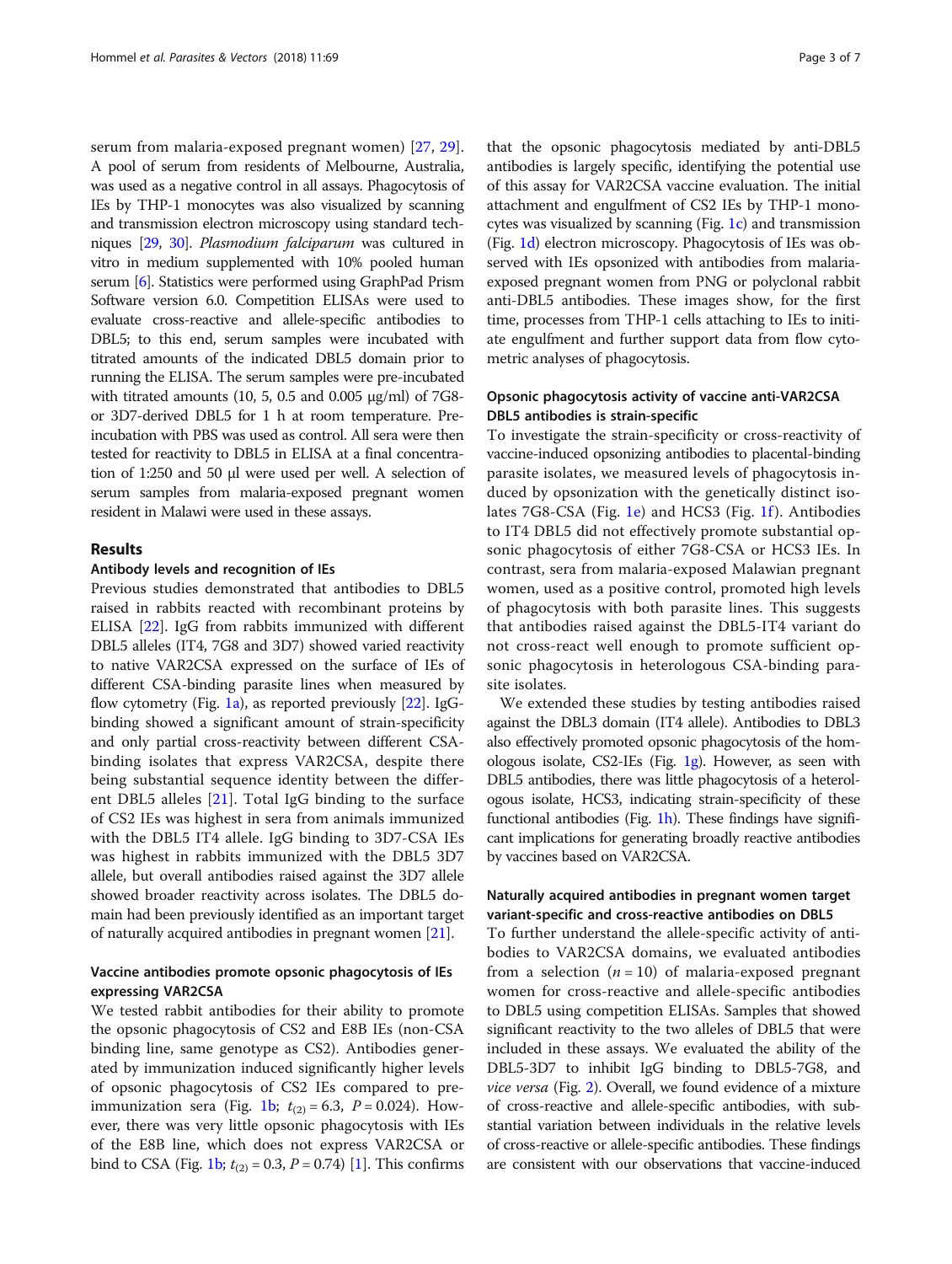serum from malaria-exposed pregnant women) [27, 29]. A pool of serum from residents of Melbourne, Australia, was used as a negative control in all assays. Phagocytosis of IEs by THP-1 monocytes was also visualized by scanning and transmission electron microscopy using standard techniques [29, 30]. *Plasmodium falciparum* was cultured in vitro in medium supplemented with 10% pooled human serum [6]. Statistics were performed using GraphPad Prism Software version 6.0. Competition ELISAs were used to evaluate cross-reactive and allele-specific antibodies to DBL5; to this end, serum samples were incubated with titrated amounts of the indicated DBL5 domain prior to running the ELISA. The serum samples were pre-incubated with titrated amounts (10, 5, 0.5 and 0.005 μg/ml) of 7G8- or 3D7-derived DBL5 for 1 h at room temperature. Pre-incubation with PBS was used as control. All sera were then tested for reactivity to DBL5 in ELISA at a final concentration of 1:250 and 50 μl were used per well. A selection of serum samples from malaria-exposed pregnant women resident in Malawi were used in these assays.

## Results

### Antibody levels and recognition of IEs

Previous studies demonstrated that antibodies to DBL5 raised in rabbits reacted with recombinant proteins by ELISA [22]. IgG from rabbits immunized with different DBL5 alleles (IT4, 7G8 and 3D7) showed varied reactivity to native VAR2CSA expressed on the surface of IEs of different CSA-binding parasite lines when measured by flow cytometry (Fig. 1a), as reported previously [22]. IgG-binding showed a significant amount of strain-specificity and only partial cross-reactivity between different CSA-binding isolates that express VAR2CSA, despite there being substantial sequence identity between the different DBL5 alleles [21]. Total IgG binding to the surface of CS2 IEs was highest in sera from animals immunized with the DBL5 IT4 allele. IgG binding to 3D7-CSA IEs was highest in rabbits immunized with the DBL5 3D7 allele, but overall antibodies raised against the 3D7 allele showed broader reactivity across isolates. The DBL5 domain had been previously identified as an important target of naturally acquired antibodies in pregnant women [21].

### Vaccine antibodies promote opsonic phagocytosis of IEs expressing VAR2CSA

We tested rabbit antibodies for their ability to promote the opsonic phagocytosis of CS2 and E8B IEs (non-CSA binding line, same genotype as CS2). Antibodies generated by immunization induced significantly higher levels of opsonic phagocytosis of CS2 IEs compared to pre-immunization sera (Fig. 1b; $t_{(2)} = 6.3$, $P = 0.024$). However, there was very little opsonic phagocytosis with IEs of the E8B line, which does not express VAR2CSA or bind to CSA (Fig. 1b; $t_{(2)} = 0.3$, $P = 0.74$) [1]. This confirms that the opsonic phagocytosis mediated by anti-DBL5 antibodies is largely specific, identifying the potential use of this assay for VAR2CSA vaccine evaluation. The initial attachment and engulfment of CS2 IEs by THP-1 monocytes was visualized by scanning (Fig. 1c) and transmission (Fig. 1d) electron microscopy. Phagocytosis of IEs was observed with IEs opsonized with antibodies from malaria-exposed pregnant women from PNG or polyclonal rabbit anti-DBL5 antibodies. These images show, for the first time, processes from THP-1 cells attaching to IEs to initiate engulfment and further support data from flow cytometric analyses of phagocytosis.

### Opsonic phagocytosis activity of vaccine anti-VAR2CSA DBL5 antibodies is strain-specific

To investigate the strain-specificity or cross-reactivity of vaccine-induced opsonizing antibodies to placental-binding parasite isolates, we measured levels of phagocytosis induced by opsonization with the genetically distinct isolates 7G8-CSA (Fig. 1e) and HCS3 (Fig. 1f). Antibodies to IT4 DBL5 did not effectively promote substantial opsonic phagocytosis of either 7G8-CSA or HCS3 IEs. In contrast, sera from malaria-exposed Malawian pregnant women, used as a positive control, promoted high levels of phagocytosis with both parasite lines. This suggests that antibodies raised against the DBL5-IT4 variant do not cross-react well enough to promote sufficient opsonic phagocytosis in heterologous CSA-binding parasite isolates.

We extended these studies by testing antibodies raised against the DBL3 domain (IT4 allele). Antibodies to DBL3 also effectively promoted opsonic phagocytosis of the homologous isolate, CS2-IEs (Fig. 1g). However, as seen with DBL5 antibodies, there was little phagocytosis of a heterologous isolate, HCS3, indicating strain-specificity of these functional antibodies (Fig. 1h). These findings have significant implications for generating broadly reactive antibodies by vaccines based on VAR2CSA.

### Naturally acquired antibodies in pregnant women target variant-specific and cross-reactive antibodies on DBL5

To further understand the allele-specific activity of antibodies to VAR2CSA domains, we evaluated antibodies from a selection ($n = 10$) of malaria-exposed pregnant women for cross-reactive and allele-specific antibodies to DBL5 using competition ELISAs. Samples that showed significant reactivity to the two alleles of DBL5 that were included in these assays. We evaluated the ability of the DBL5-3D7 to inhibit IgG binding to DBL5-7G8, and *vice versa* (Fig. 2). Overall, we found evidence of a mixture of cross-reactive and allele-specific antibodies, with substantial variation between individuals in the relative levels of cross-reactive or allele-specific antibodies. These findings are consistent with our observations that vaccine-induced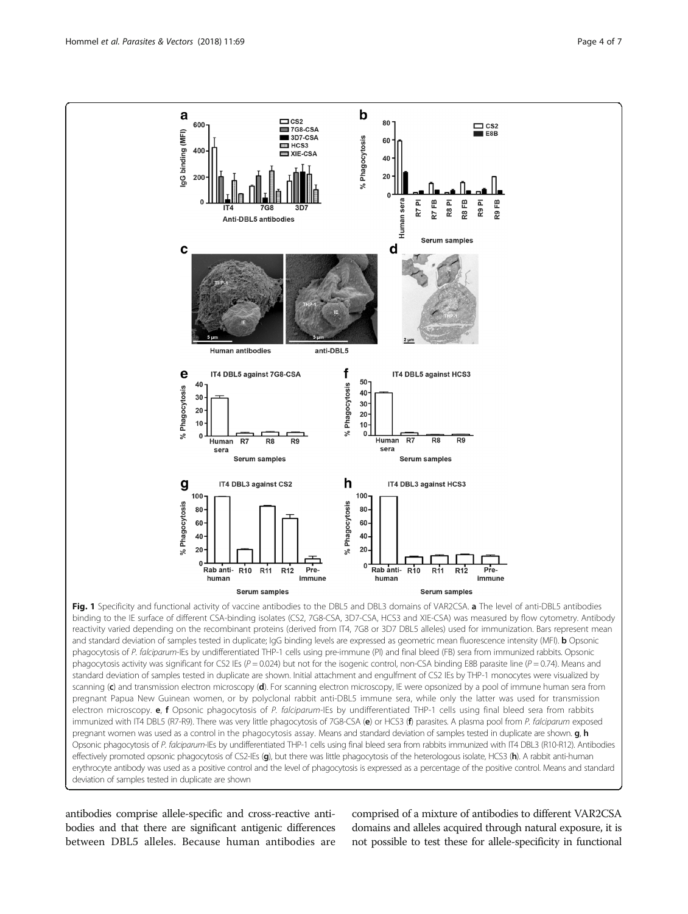**Fig. 1** Specificity and functional activity of vaccine antibodies to the DBL5 and DBL3 domains of VAR2CSA. **a** The level of anti-DBL5 antibodies binding to the IE surface of different CSA-binding isolates (CS2, 7G8-CSA, 3D7-CSA, HCS3 and XIE-CSA) was measured by flow cytometry. Antibody reactivity varied depending on the recombinant proteins (derived from IT4, 7G8 or 3D7 DBL5 alleles) used for immunization. Bars represent mean and standard deviation of samples tested in duplicate; IgG binding levels are expressed as geometric mean fluorescence intensity (MFI). **b** Opsonic phagocytosis of *P. falciparum*-IEs by undifferentiated THP-1 cells using pre-immune (PI) and final bleed (FB) sera from immunized rabbits. Opsonic phagocytosis activity was significant for CS2 IEs ($P = 0.024$) but not for the isogenic control, non-CSA binding E8B parasite line ($P = 0.74$). Means and standard deviation of samples tested in duplicate are shown. Initial attachment and engulfment of CS2 IEs by THP-1 monocytes were visualized by scanning (**c**) and transmission electron microscopy (**d**). For scanning electron microscopy, IE were opsonized by a pool of immune human sera from pregnant Papua New Guinean women, or by polyclonal rabbit anti-DBL5 immune sera, while only the latter was used for transmission electron microscopy. **e**, **f** Opsonic phagocytosis of *P. falciparum*-IEs by undifferentiated THP-1 cells using final bleed sera from rabbits immunized with IT4 DBL5 (R7-R9). There was very little phagocytosis of 7G8-CSA (**e**) or HCS3 (**f**) parasites. A plasma pool from *P. falciparum* exposed pregnant women was used as a control in the phagocytosis assay. Means and standard deviation of samples tested in duplicate are shown. **g**, **h** Opsonic phagocytosis of *P. falciparum*-IEs by undifferentiated THP-1 cells using final bleed sera from rabbits immunized with IT4 DBL3 (R10-R12). Antibodies effectively promoted opsonic phagocytosis of CS2-IEs (**g**), but there was little phagocytosis of the heterologous isolate, HCS3 (**h**). A rabbit anti-human erythrocyte antibody was used as a positive control and the level of phagocytosis is expressed as a percentage of the positive control. Means and standard deviation of samples tested in duplicate are shown

antibodies comprise allele-specific and cross-reactive antibodies and that there are significant antigenic differences between DBL5 alleles. Because human antibodies are comprised of a mixture of antibodies to different VAR2CSA domains and alleles acquired through natural exposure, it is not possible to test these for allele-specificity in functional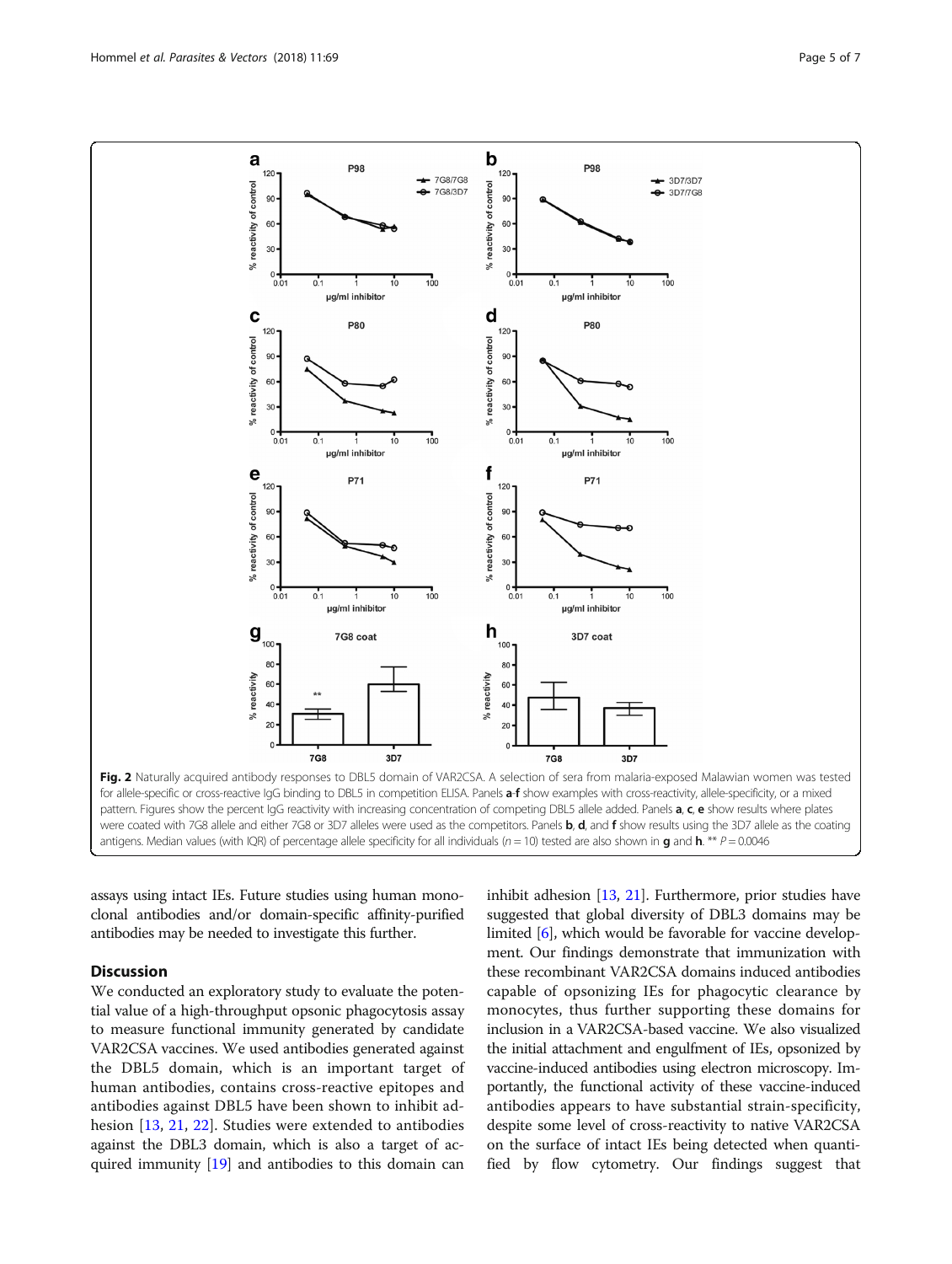Fig. 2 Naturally acquired antibody responses to DBL5 domain of VAR2CSA. A selection of sera from malaria-exposed Malawian women was tested for allele-specific or cross-reactive IgG binding to DBL5 in competition ELISA. Panels **a**-**f** show examples with cross-reactivity, allele-specificity, or a mixed pattern. Figures show the percent IgG reactivity with increasing concentration of competing DBL5 allele added. Panels **a**, **c**, **e** show results where plates were coated with 7G8 allele and either 7G8 or 3D7 alleles were used as the competitors. Panels **b**, **d**, and **f** show results using the 3D7 allele as the coating antigens. Median values (with IQR) of percentage allele specificity for all individuals ($n = 10$) tested are also shown in **g** and **h**. ** $P = 0.0046$

assays using intact IEs. Future studies using human monoclonal antibodies and/or domain-specific affinity-purified antibodies may be needed to investigate this further.

## Discussion

We conducted an exploratory study to evaluate the potential value of a high-throughput opsonic phagocytosis assay to measure functional immunity generated by candidate VAR2CSA vaccines. We used antibodies generated against the DBL5 domain, which is an important target of human antibodies, contains cross-reactive epitopes and antibodies against DBL5 have been shown to inhibit adhesion [13, 21, 22]. Studies were extended to antibodies against the DBL3 domain, which is also a target of acquired immunity [19] and antibodies to this domain can inhibit adhesion [13, 21]. Furthermore, prior studies have suggested that global diversity of DBL3 domains may be limited [6], which would be favorable for vaccine development. Our findings demonstrate that immunization with these recombinant VAR2CSA domains induced antibodies capable of opsonizing IEs for phagocytic clearance by monocytes, thus further supporting these domains for inclusion in a VAR2CSA-based vaccine. We also visualized the initial attachment and engulfment of IEs, opsonized by vaccine-induced antibodies using electron microscopy. Importantly, the functional activity of these vaccine-induced antibodies appears to have substantial strain-specificity, despite some level of cross-reactivity to native VAR2CSA on the surface of intact IEs being detected when quantified by flow cytometry. Our findings suggest that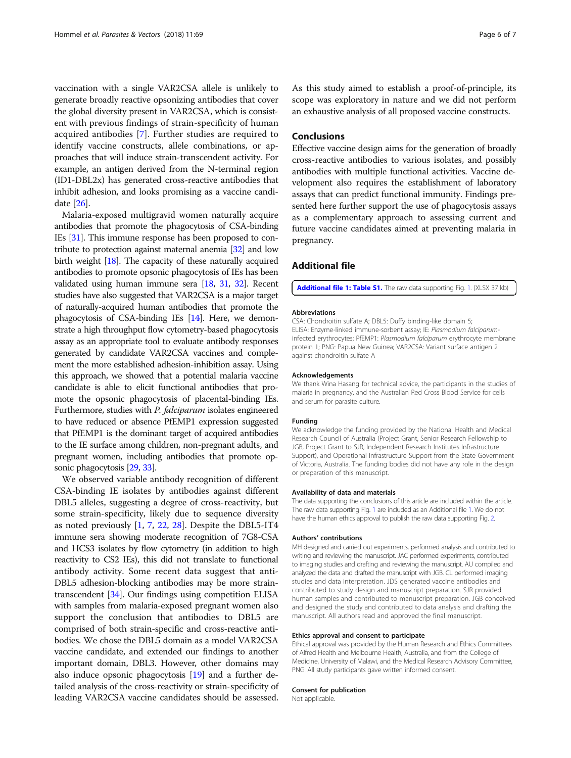vaccination with a single VAR2CSA allele is unlikely to generate broadly reactive opsonizing antibodies that cover the global diversity present in VAR2CSA, which is consistent with previous findings of strain-specificity of human acquired antibodies [7]. Further studies are required to identify vaccine constructs, allele combinations, or approaches that will induce strain-transcendent activity. For example, an antigen derived from the N-terminal region (ID1-DBL2x) has generated cross-reactive antibodies that inhibit adhesion, and looks promising as a vaccine candidate [26].

Malaria-exposed multigravid women naturally acquire antibodies that promote the phagocytosis of CSA-binding IEs [31]. This immune response has been proposed to contribute to protection against maternal anemia [32] and low birth weight [18]. The capacity of these naturally acquired antibodies to promote opsonic phagocytosis of IEs has been validated using human immune sera [18, 31, 32]. Recent studies have also suggested that VAR2CSA is a major target of naturally-acquired human antibodies that promote the phagocytosis of CSA-binding IEs [14]. Here, we demonstrate a high throughput flow cytometry-based phagocytosis assay as an appropriate tool to evaluate antibody responses generated by candidate VAR2CSA vaccines and complement the more established adhesion-inhibition assay. Using this approach, we showed that a potential malaria vaccine candidate is able to elicit functional antibodies that promote the opsonic phagocytosis of placental-binding IEs. Furthermore, studies with *P. falciparum* isolates engineered to have reduced or absence PfEMP1 expression suggested that PfEMP1 is the dominant target of acquired antibodies to the IE surface among children, non-pregnant adults, and pregnant women, including antibodies that promote opsonic phagocytosis [29, 33].

We observed variable antibody recognition of different CSA-binding IE isolates by antibodies against different DBL5 alleles, suggesting a degree of cross-reactivity, but some strain-specificity, likely due to sequence diversity as noted previously [1, 7, 22, 28]. Despite the DBL5-IT4 immune sera showing moderate recognition of 7G8-CSA and HCS3 isolates by flow cytometry (in addition to high reactivity to CS2 IEs), this did not translate to functional antibody activity. Some recent data suggest that anti-DBL5 adhesion-blocking antibodies may be more strain-transcendent [34]. Our findings using competition ELISA with samples from malaria-exposed pregnant women also support the conclusion that antibodies to DBL5 are comprised of both strain-specific and cross-reactive antibodies. We chose the DBL5 domain as a model VAR2CSA vaccine candidate, and extended our findings to another important domain, DBL3. However, other domains may also induce opsonic phagocytosis [19] and a further detailed analysis of the cross-reactivity or strain-specificity of leading VAR2CSA vaccine candidates should be assessed.

As this study aimed to establish a proof-of-principle, its scope was exploratory in nature and we did not perform an exhaustive analysis of all proposed vaccine constructs.

## Conclusions

Effective vaccine design aims for the generation of broadly cross-reactive antibodies to various isolates, and possibly antibodies with multiple functional activities. Vaccine development also requires the establishment of laboratory assays that can predict functional immunity. Findings presented here further support the use of phagocytosis assays as a complementary approach to assessing current and future vaccine candidates aimed at preventing malaria in pregnancy.

## Additional file

**Additional file 1: Table S1.** The raw data supporting Fig. 1. (XLSX 37 kb)

### Abbreviations

CSA: Chondroitin sulfate A; DBL5: Duffy binding-like domain 5; ELISA: Enzyme-linked immune-sorbent assay; IE: *Plasmodium falciparum*-infected erythrocytes; PfEMP1: *Plasmodium falciparum* erythrocyte membrane protein 1; PNG: Papua New Guinea; VAR2CSA: Variant surface antigen 2 against chondroitin sulfate A

### Acknowledgements

We thank Wina Hasang for technical advice, the participants in the studies of malaria in pregnancy, and the Australian Red Cross Blood Service for cells and serum for parasite culture.

### Funding

We acknowledge the funding provided by the National Health and Medical Research Council of Australia (Project Grant, Senior Research Fellowship to JGB, Project Grant to SJR, Independent Research Institutes Infrastructure Support), and Operational Infrastructure Support from the State Government of Victoria, Australia. The funding bodies did not have any role in the design or preparation of this manuscript.

### Availability of data and materials

The data supporting the conclusions of this article are included within the article. The raw data supporting Fig. 1 are included as an Additional file 1. We do not have the human ethics approval to publish the raw data supporting Fig. 2.

### Authors' contributions

MH designed and carried out experiments, performed analysis and contributed to writing and reviewing the manuscript. JAC performed experiments, contributed to imaging studies and drafting and reviewing the manuscript. AU compiled and analyzed the data and drafted the manuscript with JGB. CL performed imaging studies and data interpretation. JDS generated vaccine antibodies and contributed to study design and manuscript preparation. SJR provided human samples and contributed to manuscript preparation. JGB conceived and designed the study and contributed to data analysis and drafting the manuscript. All authors read and approved the final manuscript.

### Ethics approval and consent to participate

Ethical approval was provided by the Human Research and Ethics Committees of Alfred Health and Melbourne Health, Australia, and from the College of Medicine, University of Malawi, and the Medical Research Advisory Committee, PNG. All study participants gave written informed consent.

### Consent for publication

Not applicable.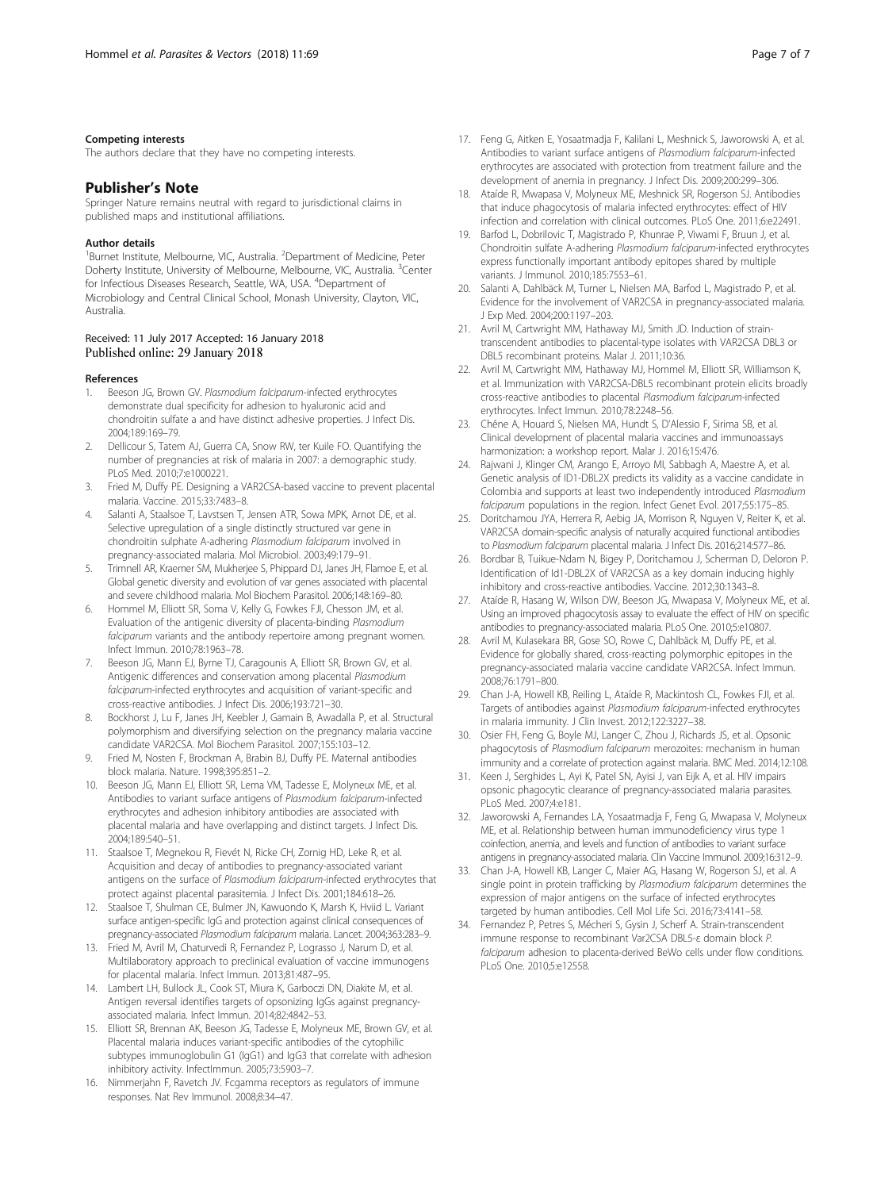#### Competing interests

The authors declare that they have no competing interests.

## Publisher's Note

Springer Nature remains neutral with regard to jurisdictional claims in published maps and institutional affiliations.

#### Author details

[1]Burnet Institute, Melbourne, VIC, Australia. [2]Department of Medicine, Peter Doherty Institute, University of Melbourne, Melbourne, VIC, Australia. [3]Center for Infectious Diseases Research, Seattle, WA, USA. [4]Department of Microbiology and Central Clinical School, Monash University, Clayton, VIC, Australia.

Received: 11 July 2017 Accepted: 16 January 2018
Published online: 29 January 2018

#### References

1. Beeson JG, Brown GV. *Plasmodium falciparum*-infected erythrocytes demonstrate dual specificity for adhesion to hyaluronic acid and chondroitin sulfate a and have distinct adhesive properties. J Infect Dis. 2004;189:169–79.
2. Dellicour S, Tatem AJ, Guerra CA, Snow RW, ter Kuile FO. Quantifying the number of pregnancies at risk of malaria in 2007: a demographic study. PLoS Med. 2010;7:e1000221.
3. Fried M, Duffy PE. Designing a VAR2CSA-based vaccine to prevent placental malaria. Vaccine. 2015;33:7483–8.
4. Salanti A, Staalsoe T, Lavstsen T, Jensen ATR, Sowa MPK, Arnot DE, et al. Selective upregulation of a single distinctly structured var gene in chondroitin sulphate A-adhering *Plasmodium falciparum* involved in pregnancy-associated malaria. Mol Microbiol. 2003;49:179–91.
5. Trimnell AR, Kraemer SM, Mukherjee S, Phippard DJ, Janes JH, Flamoe E, et al. Global genetic diversity and evolution of var genes associated with placental and severe childhood malaria. Mol Biochem Parasitol. 2006;148:169–80.
6. Hommel M, Elliott SR, Soma V, Kelly G, Fowkes FJI, Chesson JM, et al. Evaluation of the antigenic diversity of placenta-binding *Plasmodium falciparum* variants and the antibody repertoire among pregnant women. Infect Immun. 2010;78:1963–78.
7. Beeson JG, Mann EJ, Byrne TJ, Caragounis A, Elliott SR, Brown GV, et al. Antigenic differences and conservation among placental *Plasmodium falciparum*-infected erythrocytes and acquisition of variant-specific and cross-reactive antibodies. J Infect Dis. 2006;193:721–30.
8. Bockhorst J, Lu F, Janes JH, Keebler J, Gamain B, Awadalla P, et al. Structural polymorphism and diversifying selection on the pregnancy malaria vaccine candidate VAR2CSA. Mol Biochem Parasitol. 2007;155:103–12.
9. Fried M, Nosten F, Brockman A, Brabin BJ, Duffy PE. Maternal antibodies block malaria. Nature. 1998;395:851–2.
10. Beeson JG, Mann EJ, Elliott SR, Lema VM, Tadesse E, Molyneux ME, et al. Antibodies to variant surface antigens of *Plasmodium falciparum*-infected erythrocytes and adhesion inhibitory antibodies are associated with placental malaria and have overlapping and distinct targets. J Infect Dis. 2004;189:540–51.
11. Staalsoe T, Megnekou R, Fievét N, Ricke CH, Zornig HD, Leke R, et al. Acquisition and decay of antibodies to pregnancy-associated variant antigens on the surface of *Plasmodium falciparum*-infected erythrocytes that protect against placental parasitemia. J Infect Dis. 2001;184:618–26.
12. Staalsoe T, Shulman CE, Bulmer JN, Kawuondo K, Marsh K, Hviid L. Variant surface antigen-specific IgG and protection against clinical consequences of pregnancy-associated *Plasmodium falciparum* malaria. Lancet. 2004;363:283–9.
13. Fried M, Avril M, Chaturvedi R, Fernandez P, Lograsso J, Narum D, et al. Multilaboratory approach to preclinical evaluation of vaccine immunogens for placental malaria. Infect Immun. 2013;81:487–95.
14. Lambert LH, Bullock JL, Cook ST, Miura K, Garboczi DN, Diakite M, et al. Antigen reversal identifies targets of opsonizing IgGs against pregnancy-associated malaria. Infect Immun. 2014;82:4842–53.
15. Elliott SR, Brennan AK, Beeson JG, Tadesse E, Molyneux ME, Brown GV, et al. Placental malaria induces variant-specific antibodies of the cytophilic subtypes immunoglobulin G1 (IgG1) and IgG3 that correlate with adhesion inhibitory activity. InfectImmun. 2005;73:5903–7.
16. Nimmerjahn F, Ravetch JV. Fcgamma receptors as regulators of immune responses. Nat Rev Immunol. 2008;8:34–47.
17. Feng G, Aitken E, Yosaatmadja F, Kalilani L, Meshnick S, Jaworowski A, et al. Antibodies to variant surface antigens of *Plasmodium falciparum*-infected erythrocytes are associated with protection from treatment failure and the development of anemia in pregnancy. J Infect Dis. 2009;200:299–306.
18. Ataíde R, Mwapasa V, Molyneux ME, Meshnick SR, Rogerson SJ. Antibodies that induce phagocytosis of malaria infected erythrocytes: effect of HIV infection and correlation with clinical outcomes. PLoS One. 2011;6:e22491.
19. Barfod L, Dobrilovic T, Magistrado P, Khunrae P, Viwami F, Bruun J, et al. Chondroitin sulfate A-adhering *Plasmodium falciparum*-infected erythrocytes express functionally important antibody epitopes shared by multiple variants. J Immunol. 2010;185:7553–61.
20. Salanti A, Dahlbäck M, Turner L, Nielsen MA, Barfod L, Magistrado P, et al. Evidence for the involvement of VAR2CSA in pregnancy-associated malaria. J Exp Med. 2004;200:1197–203.
21. Avril M, Cartwright MM, Hathaway MJ, Smith JD. Induction of strain-transcendent antibodies to placental-type isolates with VAR2CSA DBL3 or DBL5 recombinant proteins. Malar J. 2011;10:36.
22. Avril M, Cartwright MM, Hathaway MJ, Hommel M, Elliott SR, Williamson K, et al. Immunization with VAR2CSA-DBL5 recombinant protein elicits broadly cross-reactive antibodies to placental *Plasmodium falciparum*-infected erythrocytes. Infect Immun. 2010;78:2248–56.
23. Chêne A, Houard S, Nielsen MA, Hundt S, D'Alessio F, Sirima SB, et al. Clinical development of placental malaria vaccines and immunoassays harmonization: a workshop report. Malar J. 2016;15:476.
24. Rajwani J, Klinger CM, Arango E, Arroyo MI, Sabbagh A, Maestre A, et al. Genetic analysis of ID1-DBL2X predicts its validity as a vaccine candidate in Colombia and supports at least two independently introduced *Plasmodium falciparum* populations in the region. Infect Genet Evol. 2017;55:175–85.
25. Doritchamou JYA, Herrera R, Aebig JA, Morrison R, Nguyen V, Reiter K, et al. VAR2CSA domain-specific analysis of naturally acquired functional antibodies to *Plasmodium falciparum* placental malaria. J Infect Dis. 2016;214:577–86.
26. Bordbar B, Tuikue-Ndam N, Bigey P, Doritchamou J, Scherman D, Deloron P. Identification of Id1-DBL2X of VAR2CSA as a key domain inducing highly inhibitory and cross-reactive antibodies. Vaccine. 2012;30:1343–8.
27. Ataíde R, Hasang W, Wilson DW, Beeson JG, Mwapasa V, Molyneux ME, et al. Using an improved phagocytosis assay to evaluate the effect of HIV on specific antibodies to pregnancy-associated malaria. PLoS One. 2010;5:e10807.
28. Avril M, Kulasekara BR, Gose SO, Rowe C, Dahlbäck M, Duffy PE, et al. Evidence for globally shared, cross-reacting polymorphic epitopes in the pregnancy-associated malaria vaccine candidate VAR2CSA. Infect Immun. 2008;76:1791–800.
29. Chan J-A, Howell KB, Reiling L, Ataíde R, Mackintosh CL, Fowkes FJI, et al. Targets of antibodies against *Plasmodium falciparum*-infected erythrocytes in malaria immunity. J Clin Invest. 2012;122:3227–38.
30. Osier FH, Feng G, Boyle MJ, Langer C, Zhou J, Richards JS, et al. Opsonic phagocytosis of *Plasmodium falciparum* merozoites: mechanism in human immunity and a correlate of protection against malaria. BMC Med. 2014;12:108.
31. Keen J, Serghides L, Ayi K, Patel SN, Ayisi J, van Eijk A, et al. HIV impairs opsonic phagocytic clearance of pregnancy-associated malaria parasites. PLoS Med. 2007;4:e181.
32. Jaworowski A, Fernandes LA, Yosaatmadja F, Feng G, Mwapasa V, Molyneux ME, et al. Relationship between human immunodeficiency virus type 1 coinfection, anemia, and levels and function of antibodies to variant surface antigens in pregnancy-associated malaria. Clin Vaccine Immunol. 2009;16:312–9.
33. Chan J-A, Howell KB, Langer C, Maier AG, Hasang W, Rogerson SJ, et al. A single point in protein trafficking by *Plasmodium falciparum* determines the expression of major antigens on the surface of infected erythrocytes targeted by human antibodies. Cell Mol Life Sci. 2016;73:4141–58.
34. Fernandez P, Petres S, Mécheri S, Gysin J, Scherf A. Strain-transcendent immune response to recombinant Var2CSA DBL5-ε domain block *P. falciparum* adhesion to placenta-derived BeWo cells under flow conditions. PLoS One. 2010;5:e12558.